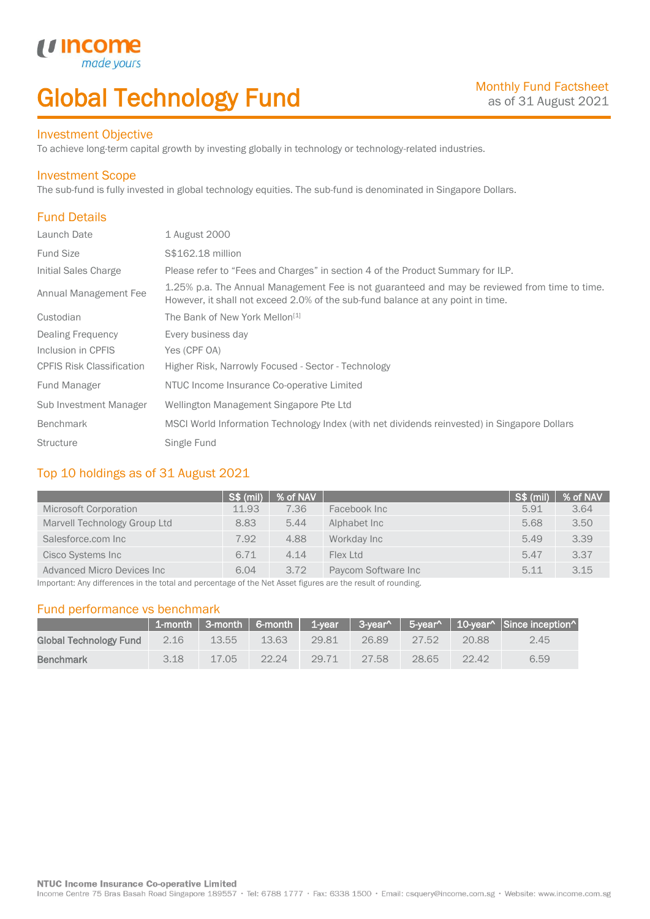# Global Technology Fund

Monthly Fund Factsheet
as of 31 August 2021

## Investment Objective

To achieve long-term capital growth by investing globally in technology or technology-related industries.

## Investment Scope

The sub-fund is fully invested in global technology equities. The sub-fund is denominated in Singapore Dollars.

## Fund Details

| | |
|---|---|
| Launch Date | 1 August 2000 |
| Fund Size | S$162.18 million |
| Initial Sales Charge | Please refer to "Fees and Charges" in section 4 of the Product Summary for ILP. |
| Annual Management Fee | 1.25% p.a. The Annual Management Fee is not guaranteed and may be reviewed from time to time. However, it shall not exceed 2.0% of the sub-fund balance at any point in time. |
| Custodian | The Bank of New York Mellon[1] |
| Dealing Frequency | Every business day |
| Inclusion in CPFIS | Yes (CPF OA) |
| CPFIS Risk Classification | Higher Risk, Narrowly Focused - Sector - Technology |
| Fund Manager | NTUC Income Insurance Co-operative Limited |
| Sub Investment Manager | Wellington Management Singapore Pte Ltd |
| Benchmark | MSCI World Information Technology Index (with net dividends reinvested) in Singapore Dollars |
| Structure | Single Fund |

## Top 10 holdings as of 31 August 2021

| | S$ (mil) | % of NAV | | S$ (mil) | % of NAV |
|---|---|---|---|---|---|
| Microsoft Corporation | 11.93 | 7.36 | Facebook Inc | 5.91 | 3.64 |
| Marvell Technology Group Ltd | 8.83 | 5.44 | Alphabet Inc | 5.68 | 3.50 |
| Salesforce.com Inc | 7.92 | 4.88 | Workday Inc | 5.49 | 3.39 |
| Cisco Systems Inc | 6.71 | 4.14 | Flex Ltd | 5.47 | 3.37 |
| Advanced Micro Devices Inc | 6.04 | 3.72 | Paycom Software Inc | 5.11 | 3.15 |

Important: Any differences in the total and percentage of the Net Asset figures are the result of rounding.

## Fund performance vs benchmark

| | 1-month | 3-month | 6-month | 1-year | 3-year^ | 5-year^ | 10-year^ | Since inception^ |
|---|---|---|---|---|---|---|---|---|
| **Global Technology Fund** | 2.16 | 13.55 | 13.63 | 29.81 | 26.89 | 27.52 | 20.88 | 2.45 |
| **Benchmark** | 3.18 | 17.05 | 22.24 | 29.71 | 27.58 | 28.65 | 22.42 | 6.59 |

**NTUC Income Insurance Co-operative Limited**
Income Centre 75 Bras Basah Road Singapore 189557 • Tel: 6788 1777 • Fax: 6338 1500 • Email: csquery@income.com.sg • Website: www.income.com.sg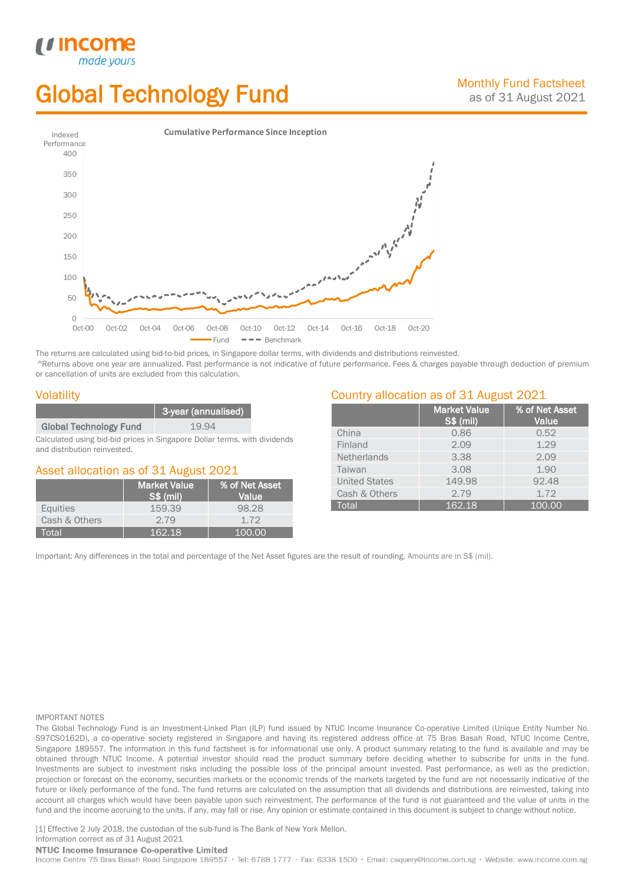income
made yours

# Global Technology Fund

Monthly Fund Factsheet
as of 31 August 2021

Cumulative Performance Since Inception

Indexed Performance

400
350
300
250
200
150
100
50
0

Oct-00 Oct-02 Oct-04 Oct-06 Oct-08 Oct-10 Oct-12 Oct-14 Oct-16 Oct-18 Oct-20

Fund Benchmark

The returns are calculated using bid-to-bid prices, in Singapore dollar terms, with dividends and distributions reinvested.
^Returns above one year are annualized. Past performance is not indicative of future performance. Fees & charges payable through deduction of premium or cancellation of units are excluded from this calculation.

## Volatility

| | 3-year (annualised) |
|---|---|
| **Global Technology Fund** | 19.94 |

Calculated using bid-bid prices in Singapore Dollar terms, with dividends and distribution reinvested.

## Asset allocation as of 31 August 2021

| | Market Value S$ (mil) | % of Net Asset Value |
|---|---|---|
| Equities | 159.39 | 98.28 |
| Cash & Others | 2.79 | 1.72 |
| Total | 162.18 | 100.00 |

## Country allocation as of 31 August 2021

| | Market Value S$ (mil) | % of Net Asset Value |
|---|---|---|
| China | 0.86 | 0.52 |
| Finland | 2.09 | 1.29 |
| Netherlands | 3.38 | 2.09 |
| Taiwan | 3.08 | 1.90 |
| United States | 149.98 | 92.48 |
| Cash & Others | 2.79 | 1.72 |
| Total | 162.18 | 100.00 |

Important: Any differences in the total and percentage of the Net Asset figures are the result of rounding. Amounts are in S$ (mil).

IMPORTANT NOTES

The Global Technology Fund is an Investment-Linked Plan (ILP) fund issued by NTUC Income Insurance Co-operative Limited (Unique Entity Number No. S97CS0162D), a co-operative society registered in Singapore and having its registered address office at 75 Bras Basah Road, NTUC Income Centre, Singapore 189557. The information in this fund factsheet is for informational use only. A product summary relating to the fund is available and may be obtained through NTUC Income. A potential investor should read the product summary before deciding whether to subscribe for units in the fund. Investments are subject to investment risks including the possible loss of the principal amount invested. Past performance, as well as the prediction, projection or forecast on the economy, securities markets or the economic trends of the markets targeted by the fund are not necessarily indicative of the future or likely performance of the fund. The fund returns are calculated on the assumption that all dividends and distributions are reinvested, taking into account all charges which would have been payable upon such reinvestment. The performance of the fund is not guaranteed and the value of units in the fund and the income accruing to the units, if any, may fall or rise. Any opinion or estimate contained in this document is subject to change without notice.

[1] Effective 2 July 2018, the custodian of the sub-fund is The Bank of New York Mellon.
Information correct as of 31 August 2021

**NTUC Income Insurance Co-operative Limited**
Income Centre 75 Bras Basah Road Singapore 189557 · Tel: 6788 1777 · Fax: 6338 1500 · Email: csquery@income.com.sg · Website: www.income.com.sg